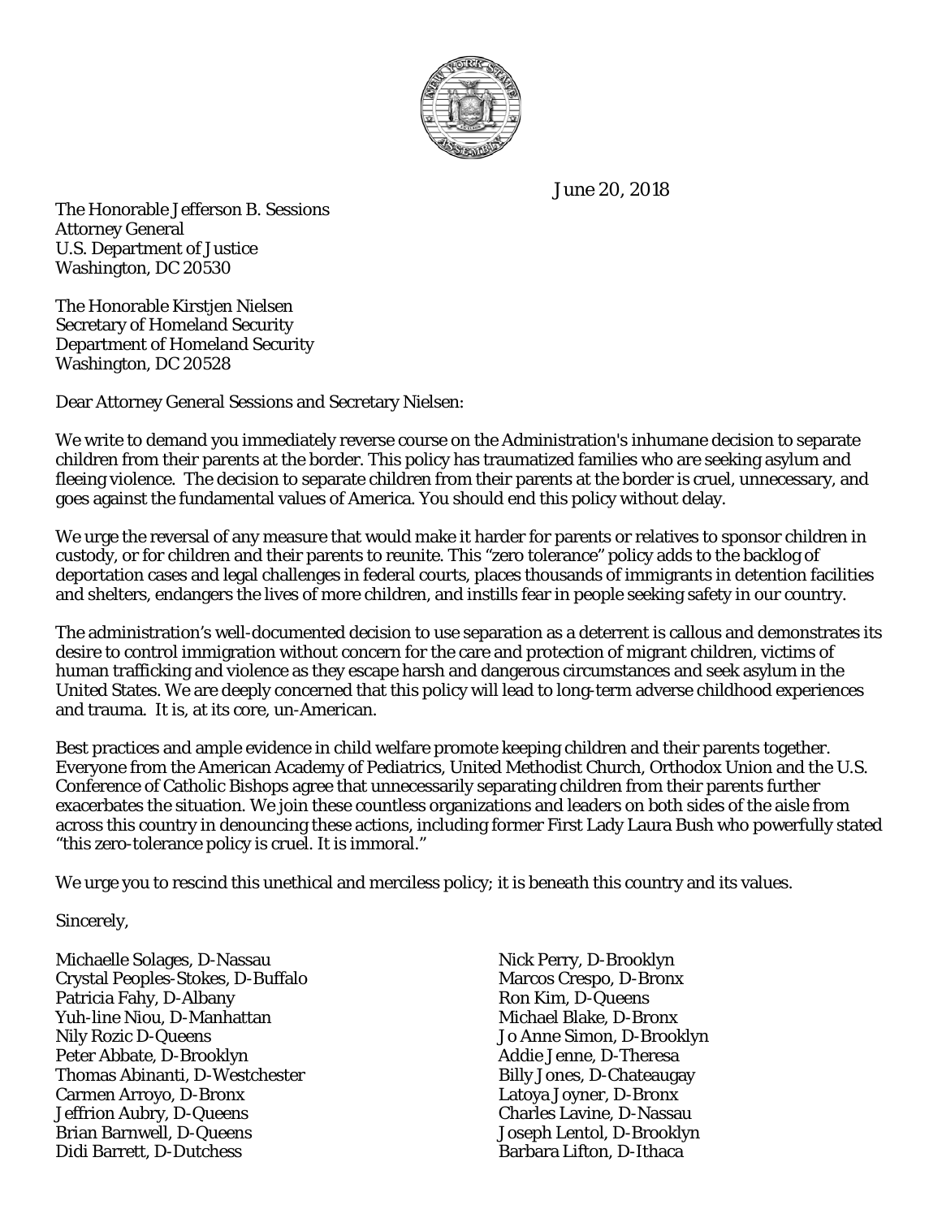June 20, 2018

The Honorable Jefferson B. Sessions
Attorney General
U.S. Department of Justice
Washington, DC 20530

The Honorable Kirstjen Nielsen
Secretary of Homeland Security
Department of Homeland Security
Washington, DC 20528

Dear Attorney General Sessions and Secretary Nielsen:

We write to demand you immediately reverse course on the Administration's inhumane decision to separate children from their parents at the border. This policy has traumatized families who are seeking asylum and fleeing violence. The decision to separate children from their parents at the border is cruel, unnecessary, and goes against the fundamental values of America. You should end this policy without delay.

We urge the reversal of any measure that would make it harder for parents or relatives to sponsor children in custody, or for children and their parents to reunite. This "zero tolerance" policy adds to the backlog of deportation cases and legal challenges in federal courts, places thousands of immigrants in detention facilities and shelters, endangers the lives of more children, and instills fear in people seeking safety in our country.

The administration's well-documented decision to use separation as a deterrent is callous and demonstrates its desire to control immigration without concern for the care and protection of migrant children, victims of human trafficking and violence as they escape harsh and dangerous circumstances and seek asylum in the United States. We are deeply concerned that this policy will lead to long-term adverse childhood experiences and trauma. It is, at its core, un-American.

Best practices and ample evidence in child welfare promote keeping children and their parents together. Everyone from the American Academy of Pediatrics, United Methodist Church, Orthodox Union and the U.S. Conference of Catholic Bishops agree that unnecessarily separating children from their parents further exacerbates the situation. We join these countless organizations and leaders on both sides of the aisle from across this country in denouncing these actions, including former First Lady Laura Bush who powerfully stated "this zero-tolerance policy is cruel. It is immoral."

We urge you to rescind this unethical and merciless policy; it is beneath this country and its values.

Sincerely,

Michaelle Solages, D-Nassau
Crystal Peoples-Stokes, D-Buffalo
Patricia Fahy, D-Albany
Yuh-line Niou, D-Manhattan
Nily Rozic D-Queens
Peter Abbate, D-Brooklyn
Thomas Abinanti, D-Westchester
Carmen Arroyo, D-Bronx
Jeffrion Aubry, D-Queens
Brian Barnwell, D-Queens
Didi Barrett, D-Dutchess

Nick Perry, D-Brooklyn
Marcos Crespo, D-Bronx
Ron Kim, D-Queens
Michael Blake, D-Bronx
Jo Anne Simon, D-Brooklyn
Addie Jenne, D-Theresa
Billy Jones, D-Chateaugay
Latoya Joyner, D-Bronx
Charles Lavine, D-Nassau
Joseph Lentol, D-Brooklyn
Barbara Lifton, D-Ithaca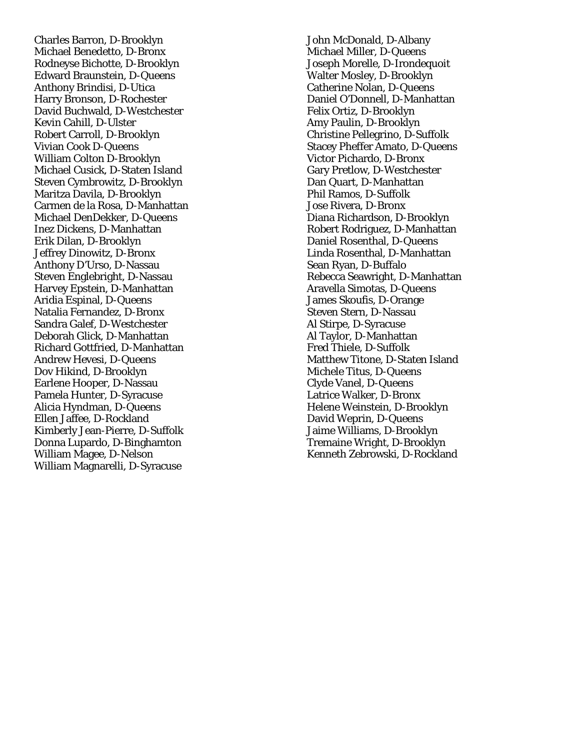Charles Barron, D-Brooklyn
Michael Benedetto, D-Bronx
Rodneyse Bichotte, D-Brooklyn
Edward Braunstein, D-Queens
Anthony Brindisi, D-Utica
Harry Bronson, D-Rochester
David Buchwald, D-Westchester
Kevin Cahill, D-Ulster
Robert Carroll, D-Brooklyn
Vivian Cook D-Queens
William Colton D-Brooklyn
Michael Cusick, D-Staten Island
Steven Cymbrowitz, D-Brooklyn
Maritza Davila, D-Brooklyn
Carmen de la Rosa, D-Manhattan
Michael DenDekker, D-Queens
Inez Dickens, D-Manhattan
Erik Dilan, D-Brooklyn
Jeffrey Dinowitz, D-Bronx
Anthony D'Urso, D-Nassau
Steven Englebright, D-Nassau
Harvey Epstein, D-Manhattan
Aridia Espinal, D-Queens
Natalia Fernandez, D-Bronx
Sandra Galef, D-Westchester
Deborah Glick, D-Manhattan
Richard Gottfried, D-Manhattan
Andrew Hevesi, D-Queens
Dov Hikind, D-Brooklyn
Earlene Hooper, D-Nassau
Pamela Hunter, D-Syracuse
Alicia Hyndman, D-Queens
Ellen Jaffee, D-Rockland
Kimberly Jean-Pierre, D-Suffolk
Donna Lupardo, D-Binghamton
William Magee, D-Nelson
William Magnarelli, D-Syracuse
John McDonald, D-Albany
Michael Miller, D-Queens
Joseph Morelle, D-Irondequoit
Walter Mosley, D-Brooklyn
Catherine Nolan, D-Queens
Daniel O'Donnell, D-Manhattan
Felix Ortiz, D-Brooklyn
Amy Paulin, D-Brooklyn
Christine Pellegrino, D-Suffolk
Stacey Pheffer Amato, D-Queens
Victor Pichardo, D-Bronx
Gary Pretlow, D-Westchester
Dan Quart, D-Manhattan
Phil Ramos, D-Suffolk
Jose Rivera, D-Bronx
Diana Richardson, D-Brooklyn
Robert Rodriguez, D-Manhattan
Daniel Rosenthal, D-Queens
Linda Rosenthal, D-Manhattan
Sean Ryan, D-Buffalo
Rebecca Seawright, D-Manhattan
Aravella Simotas, D-Queens
James Skoufis, D-Orange
Steven Stern, D-Nassau
Al Stirpe, D-Syracuse
Al Taylor, D-Manhattan
Fred Thiele, D-Suffolk
Matthew Titone, D-Staten Island
Michele Titus, D-Queens
Clyde Vanel, D-Queens
Latrice Walker, D-Bronx
Helene Weinstein, D-Brooklyn
David Weprin, D-Queens
Jaime Williams, D-Brooklyn
Tremaine Wright, D-Brooklyn
Kenneth Zebrowski, D-Rockland